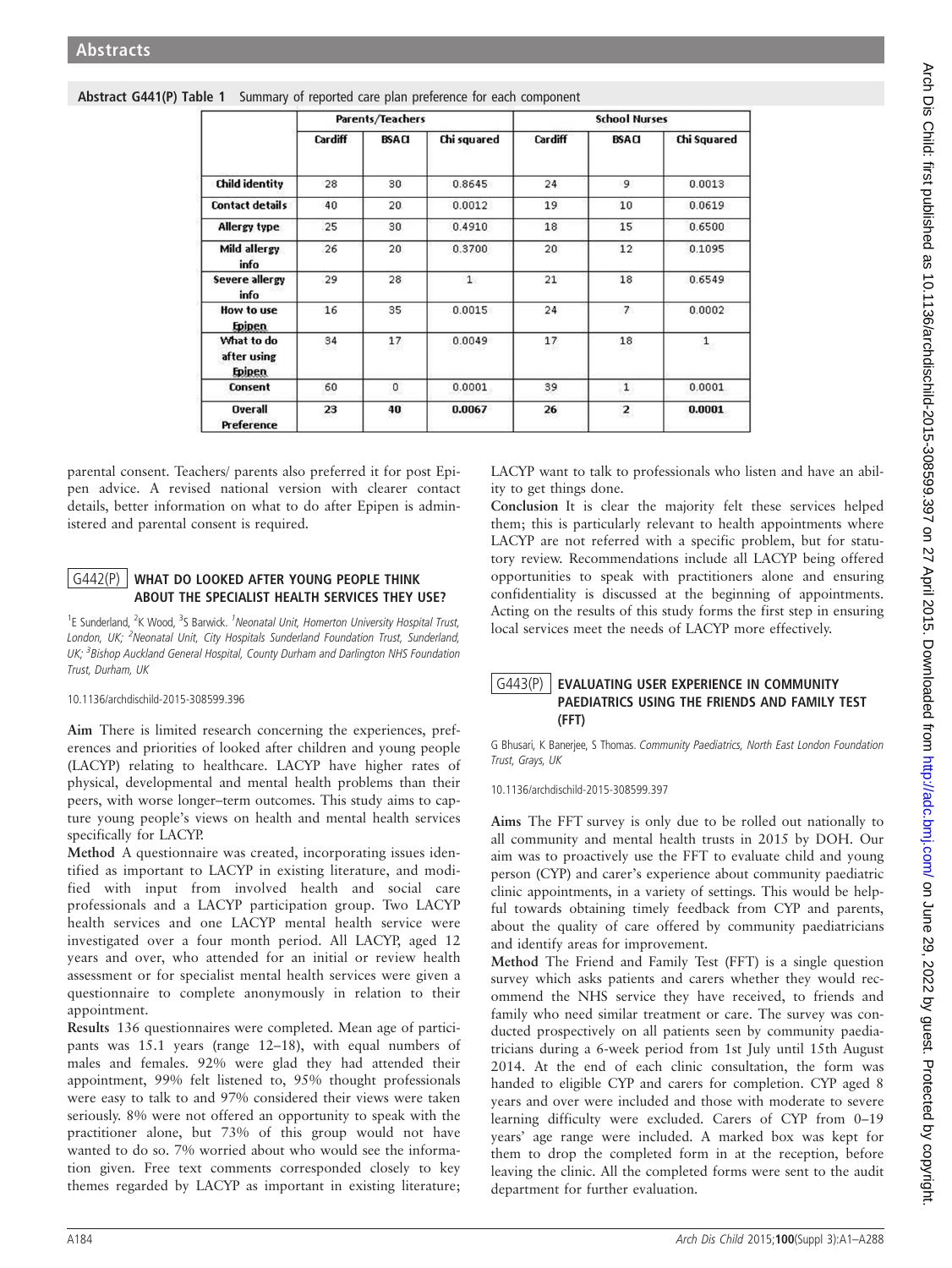**Abstract G441(P) Table 1** Summary of reported care plan preference for each component

| | Parents/Teachers | | | School Nurses | | |
|---|---|---|---|---|---|---|
| | Cardiff | BSACI | Chi squared | Cardiff | BSACI | Chi Squared |
| **Child identity** | 28 | 30 | 0.8645 | 24 | 9 | 0.0013 |
| **Contact details** | 40 | 20 | 0.0012 | 19 | 10 | 0.0619 |
| **Allergy type** | 25 | 30 | 0.4910 | 18 | 15 | 0.6500 |
| **Mild allergy info** | 26 | 20 | 0.3700 | 20 | 12 | 0.1095 |
| **Severe allergy info** | 29 | 28 | 1 | 21 | 18 | 0.6549 |
| **How to use Epipen** | 16 | 35 | 0.0015 | 24 | 7 | 0.0002 |
| **What to do after using Epipen** | 34 | 17 | 0.0049 | 17 | 18 | 1 |
| **Consent** | 60 | 0 | 0.0001 | 39 | 1 | 0.0001 |
| **Overall Preference** | 23 | **40** | **0.0067** | 26 | **2** | **0.0001** |

parental consent. Teachers/ parents also preferred it for post Epipen advice. A revised national version with clearer contact details, better information on what to do after Epipen is administered and parental consent is required.

## G442(P) WHAT DO LOOKED AFTER YOUNG PEOPLE THINK ABOUT THE SPECIALIST HEALTH SERVICES THEY USE?

[1]E Sunderland, [2]K Wood, [3]S Barwick. [1]*Neonatal Unit, Homerton University Hospital Trust, London, UK;* [2]*Neonatal Unit, City Hospitals Sunderland Foundation Trust, Sunderland, UK;* [3]*Bishop Auckland General Hospital, County Durham and Darlington NHS Foundation Trust, Durham, UK*

10.1136/archdischild-2015-308599.396

**Aim** There is limited research concerning the experiences, preferences and priorities of looked after children and young people (LACYP) relating to healthcare. LACYP have higher rates of physical, developmental and mental health problems than their peers, with worse longer–term outcomes. This study aims to capture young people's views on health and mental health services specifically for LACYP.

**Method** A questionnaire was created, incorporating issues identified as important to LACYP in existing literature, and modified with input from involved health and social care professionals and a LACYP participation group. Two LACYP health services and one LACYP mental health service were investigated over a four month period. All LACYP, aged 12 years and over, who attended for an initial or review health assessment or for specialist mental health services were given a questionnaire to complete anonymously in relation to their appointment.

**Results** 136 questionnaires were completed. Mean age of participants was 15.1 years (range 12–18), with equal numbers of males and females. 92% were glad they had attended their appointment, 99% felt listened to, 95% thought professionals were easy to talk to and 97% considered their views were taken seriously. 8% were not offered an opportunity to speak with the practitioner alone, but 73% of this group would not have wanted to do so. 7% worried about who would see the information given. Free text comments corresponded closely to key themes regarded by LACYP as important in existing literature; LACYP want to talk to professionals who listen and have an ability to get things done.

**Conclusion** It is clear the majority felt these services helped them; this is particularly relevant to health appointments where LACYP are not referred with a specific problem, but for statutory review. Recommendations include all LACYP being offered opportunities to speak with practitioners alone and ensuring confidentiality is discussed at the beginning of appointments. Acting on the results of this study forms the first step in ensuring local services meet the needs of LACYP more effectively.

## G443(P) EVALUATING USER EXPERIENCE IN COMMUNITY PAEDIATRICS USING THE FRIENDS AND FAMILY TEST (FFT)

G Bhusari, K Banerjee, S Thomas. *Community Paediatrics, North East London Foundation Trust, Grays, UK*

10.1136/archdischild-2015-308599.397

**Aims** The FFT survey is only due to be rolled out nationally to all community and mental health trusts in 2015 by DOH. Our aim was to proactively use the FFT to evaluate child and young person (CYP) and carer's experience about community paediatric clinic appointments, in a variety of settings. This would be helpful towards obtaining timely feedback from CYP and parents, about the quality of care offered by community paediatricians and identify areas for improvement.

**Method** The Friend and Family Test (FFT) is a single question survey which asks patients and carers whether they would recommend the NHS service they have received, to friends and family who need similar treatment or care. The survey was conducted prospectively on all patients seen by community paediatricians during a 6-week period from 1st July until 15th August 2014. At the end of each clinic consultation, the form was handed to eligible CYP and carers for completion. CYP aged 8 years and over were included and those with moderate to severe learning difficulty were excluded. Carers of CYP from 0–19 years' age range were included. A marked box was kept for them to drop the completed form in at the reception, before leaving the clinic. All the completed forms were sent to the audit department for further evaluation.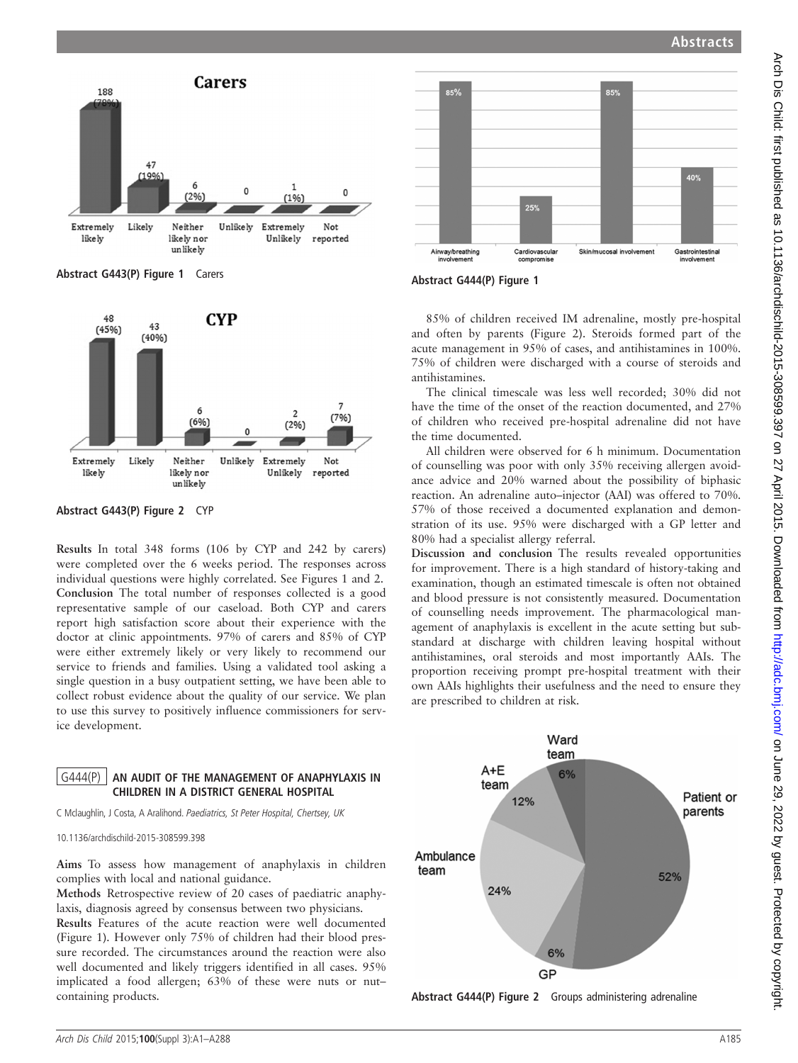Carers

188 (78%)

47 (19%)

6 (2%)

0

1 (1%)

0

Extremely likely

Likely

Neither likely nor unlikely

Unlikely

Extremely Unlikely

Not reported

**Abstract G443(P) Figure 1** Carers

CYP

48 (45%)

43 (40%)

6 (6%)

0

2 (2%)

7 (7%)

Extremely likely

Likely

Neither likely nor unlikely

Unlikely

Extremely Unlikely

Not reported

**Abstract G443(P) Figure 2** CYP

**Results** In total 348 forms (106 by CYP and 242 by carers) were completed over the 6 weeks period. The responses across individual questions were highly correlated. See Figures 1 and 2.

**Conclusion** The total number of responses collected is a good representative sample of our caseload. Both CYP and carers report high satisfaction score about their experience with the doctor at clinic appointments. 97% of carers and 85% of CYP were either extremely likely or very likely to recommend our service to friends and families. Using a validated tool asking a single question in a busy outpatient setting, we have been able to collect robust evidence about the quality of our service. We plan to use this survey to positively influence commissioners for service development.

## G444(P) AN AUDIT OF THE MANAGEMENT OF ANAPHYLAXIS IN CHILDREN IN A DISTRICT GENERAL HOSPITAL

C Mclaughlin, J Costa, A Aralihond. *Paediatrics, St Peter Hospital, Chertsey, UK*

10.1136/archdischild-2015-308599.398

**Aims** To assess how management of anaphylaxis in children complies with local and national guidance.

**Methods** Retrospective review of 20 cases of paediatric anaphylaxis, diagnosis agreed by consensus between two physicians.

**Results** Features of the acute reaction were well documented (Figure 1). However only 75% of children had their blood pressure recorded. The circumstances around the reaction were also well documented and likely triggers identified in all cases. 95% implicated a food allergen; 63% of these were nuts or nut–containing products.

85%

25%

85%

40%

Airway/breathing involvement

Cardiovascular compromise

Skin/mucosal involvement

Gastrointestinal involvement

**Abstract G444(P) Figure 1**

85% of children received IM adrenaline, mostly pre-hospital and often by parents (Figure 2). Steroids formed part of the acute management in 95% of cases, and antihistamines in 100%. 75% of children were discharged with a course of steroids and antihistamines.

The clinical timescale was less well recorded; 30% did not have the time of the onset of the reaction documented, and 27% of children who received pre-hospital adrenaline did not have the time documented.

All children were observed for 6 h minimum. Documentation of counselling was poor with only 35% receiving allergen avoidance advice and 20% warned about the possibility of biphasic reaction. An adrenaline auto–injector (AAI) was offered to 70%. 57% of those received a documented explanation and demonstration of its use. 95% were discharged with a GP letter and 80% had a specialist allergy referral.

**Discussion and conclusion** The results revealed opportunities for improvement. There is a high standard of history-taking and examination, though an estimated timescale is often not obtained and blood pressure is not consistently measured. Documentation of counselling needs improvement. The pharmacological management of anaphylaxis is excellent in the acute setting but substandard at discharge with children leaving hospital without antihistamines, oral steroids and most importantly AAIs. The proportion receiving prompt pre-hospital treatment with their own AAIs highlights their usefulness and the need to ensure they are prescribed to children at risk.

Ward team 6%

A+E team 12%

Patient or parents 52%

Ambulance team 24%

GP 6%

**Abstract G444(P) Figure 2** Groups administering adrenaline